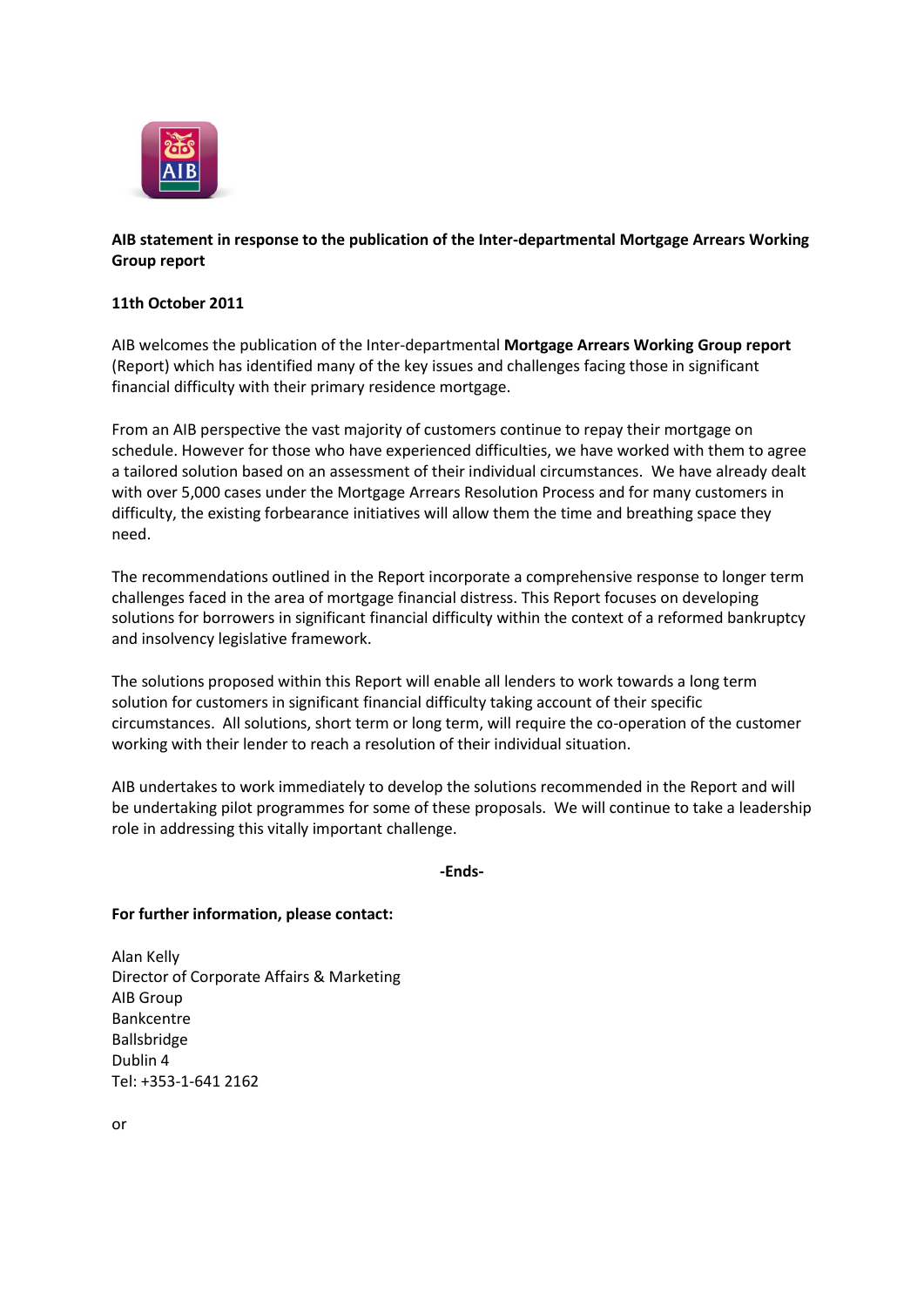**AIB statement in response to the publication of the Inter-departmental Mortgage Arrears Working Group report**

**11th October 2011**

AIB welcomes the publication of the Inter-departmental **Mortgage Arrears Working Group report** (Report) which has identified many of the key issues and challenges facing those in significant financial difficulty with their primary residence mortgage.

From an AIB perspective the vast majority of customers continue to repay their mortgage on schedule. However for those who have experienced difficulties, we have worked with them to agree a tailored solution based on an assessment of their individual circumstances. We have already dealt with over 5,000 cases under the Mortgage Arrears Resolution Process and for many customers in difficulty, the existing forbearance initiatives will allow them the time and breathing space they need.

The recommendations outlined in the Report incorporate a comprehensive response to longer term challenges faced in the area of mortgage financial distress. This Report focuses on developing solutions for borrowers in significant financial difficulty within the context of a reformed bankruptcy and insolvency legislative framework.

The solutions proposed within this Report will enable all lenders to work towards a long term solution for customers in significant financial difficulty taking account of their specific circumstances. All solutions, short term or long term, will require the co-operation of the customer working with their lender to reach a resolution of their individual situation.

AIB undertakes to work immediately to develop the solutions recommended in the Report and will be undertaking pilot programmes for some of these proposals. We will continue to take a leadership role in addressing this vitally important challenge.

**-Ends-**

**For further information, please contact:**

Alan Kelly
Director of Corporate Affairs & Marketing
AIB Group
Bankcentre
Ballsbridge
Dublin 4
Tel: +353-1-641 2162

or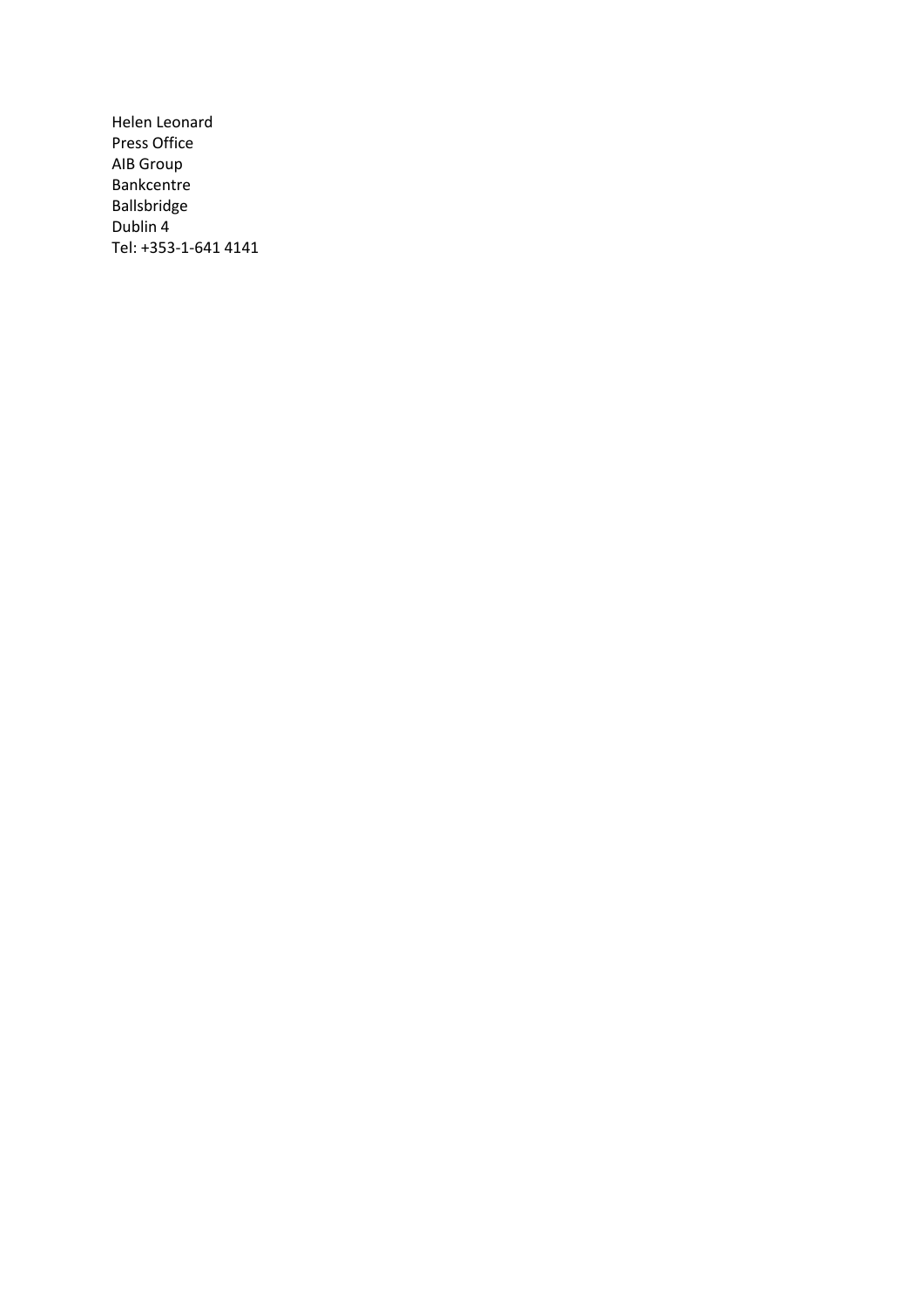Helen Leonard
Press Office
AIB Group
Bankcentre
Ballsbridge
Dublin 4
Tel: +353-1-641 4141